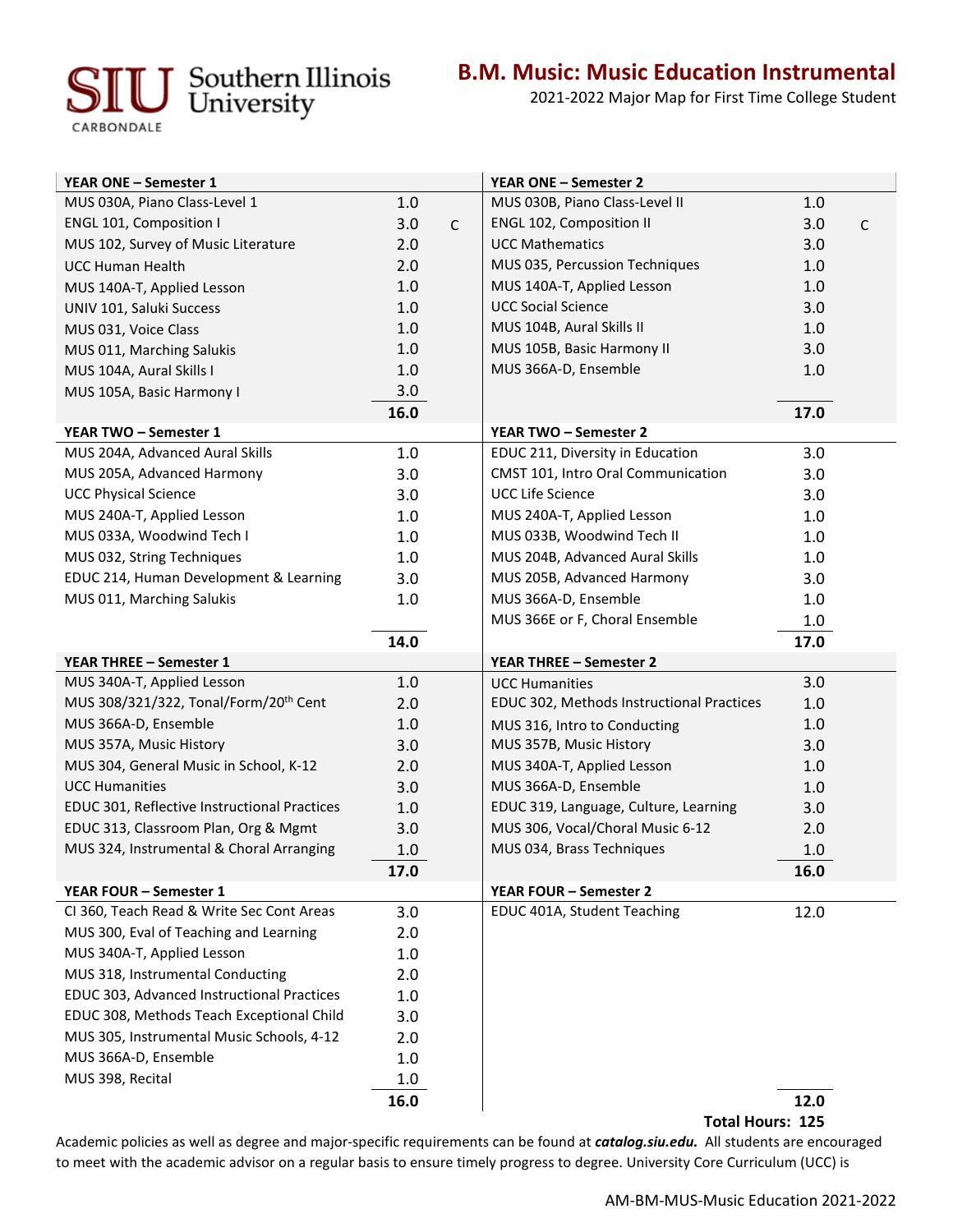# B.M. Music: Music Education Instrumental

2021-2022 Major Map for First Time College Student

| YEAR ONE – Semester 1 | | | YEAR ONE – Semester 2 | | |
|---|---|---|---|---|---|
| MUS 030A, Piano Class-Level 1 | 1.0 | | MUS 030B, Piano Class-Level II | 1.0 | |
| ENGL 101, Composition I | 3.0 | C | ENGL 102, Composition II | 3.0 | C |
| MUS 102, Survey of Music Literature | 2.0 | | UCC Mathematics | 3.0 | |
| UCC Human Health | 2.0 | | MUS 035, Percussion Techniques | 1.0 | |
| MUS 140A-T, Applied Lesson | 1.0 | | MUS 140A-T, Applied Lesson | 1.0 | |
| UNIV 101, Saluki Success | 1.0 | | UCC Social Science | 3.0 | |
| MUS 031, Voice Class | 1.0 | | MUS 104B, Aural Skills II | 1.0 | |
| MUS 011, Marching Salukis | 1.0 | | MUS 105B, Basic Harmony II | 3.0 | |
| MUS 104A, Aural Skills I | 1.0 | | MUS 366A-D, Ensemble | 1.0 | |
| MUS 105A, Basic Harmony I | 3.0 | | | | |
| | **16.0** | | | **17.0** | |
| **YEAR TWO – Semester 1** | | | **YEAR TWO – Semester 2** | | |
| MUS 204A, Advanced Aural Skills | 1.0 | | EDUC 211, Diversity in Education | 3.0 | |
| MUS 205A, Advanced Harmony | 3.0 | | CMST 101, Intro Oral Communication | 3.0 | |
| UCC Physical Science | 3.0 | | UCC Life Science | 3.0 | |
| MUS 240A-T, Applied Lesson | 1.0 | | MUS 240A-T, Applied Lesson | 1.0 | |
| MUS 033A, Woodwind Tech I | 1.0 | | MUS 033B, Woodwind Tech II | 1.0 | |
| MUS 032, String Techniques | 1.0 | | MUS 204B, Advanced Aural Skills | 1.0 | |
| EDUC 214, Human Development & Learning | 3.0 | | MUS 205B, Advanced Harmony | 3.0 | |
| MUS 011, Marching Salukis | 1.0 | | MUS 366A-D, Ensemble | 1.0 | |
| | | | MUS 366E or F, Choral Ensemble | 1.0 | |
| | **14.0** | | | **17.0** | |
| **YEAR THREE – Semester 1** | | | **YEAR THREE – Semester 2** | | |
| MUS 340A-T, Applied Lesson | 1.0 | | UCC Humanities | 3.0 | |
| MUS 308/321/322, Tonal/Form/20th Cent | 2.0 | | EDUC 302, Methods Instructional Practices | 1.0 | |
| MUS 366A-D, Ensemble | 1.0 | | MUS 316, Intro to Conducting | 1.0 | |
| MUS 357A, Music History | 3.0 | | MUS 357B, Music History | 3.0 | |
| MUS 304, General Music in School, K-12 | 2.0 | | MUS 340A-T, Applied Lesson | 1.0 | |
| UCC Humanities | 3.0 | | MUS 366A-D, Ensemble | 1.0 | |
| EDUC 301, Reflective Instructional Practices | 1.0 | | EDUC 319, Language, Culture, Learning | 3.0 | |
| EDUC 313, Classroom Plan, Org & Mgmt | 3.0 | | MUS 306, Vocal/Choral Music 6-12 | 2.0 | |
| MUS 324, Instrumental & Choral Arranging | 1.0 | | MUS 034, Brass Techniques | 1.0 | |
| | **17.0** | | | **16.0** | |
| **YEAR FOUR – Semester 1** | | | **YEAR FOUR – Semester 2** | | |
| CI 360, Teach Read & Write Sec Cont Areas | 3.0 | | EDUC 401A, Student Teaching | 12.0 | |
| MUS 300, Eval of Teaching and Learning | 2.0 | | | | |
| MUS 340A-T, Applied Lesson | 1.0 | | | | |
| MUS 318, Instrumental Conducting | 2.0 | | | | |
| EDUC 303, Advanced Instructional Practices | 1.0 | | | | |
| EDUC 308, Methods Teach Exceptional Child | 3.0 | | | | |
| MUS 305, Instrumental Music Schools, 4-12 | 2.0 | | | | |
| MUS 366A-D, Ensemble | 1.0 | | | | |
| MUS 398, Recital | 1.0 | | | | |
| | **16.0** | | | **12.0** | |

**Total Hours: 125**

Academic policies as well as degree and major-specific requirements can be found at ***catalog.siu.edu.*** All students are encouraged to meet with the academic advisor on a regular basis to ensure timely progress to degree. University Core Curriculum (UCC) is

AM-BM-MUS-Music Education 2021-2022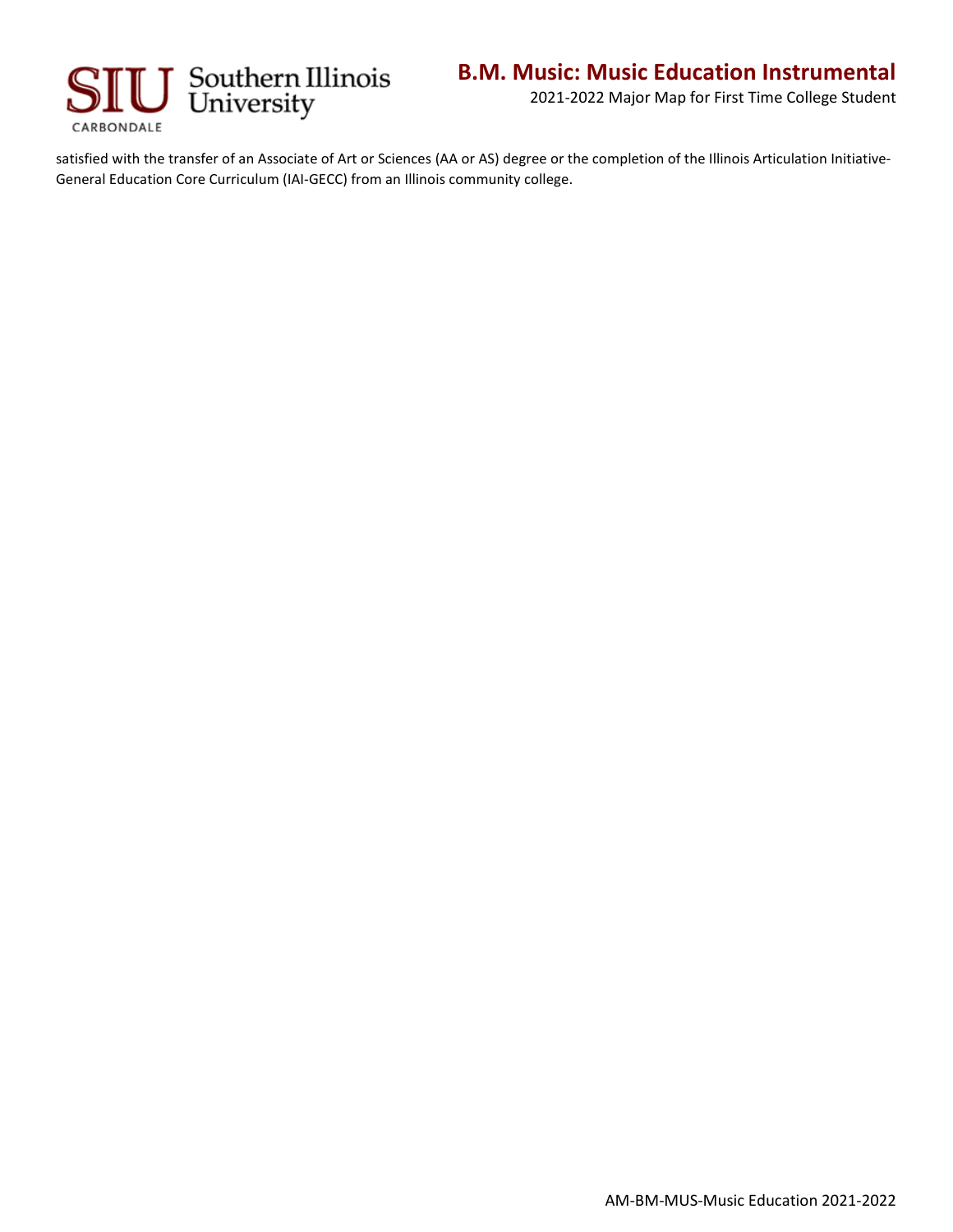satisfied with the transfer of an Associate of Art or Sciences (AA or AS) degree or the completion of the Illinois Articulation Initiative-General Education Core Curriculum (IAI-GECC) from an Illinois community college.